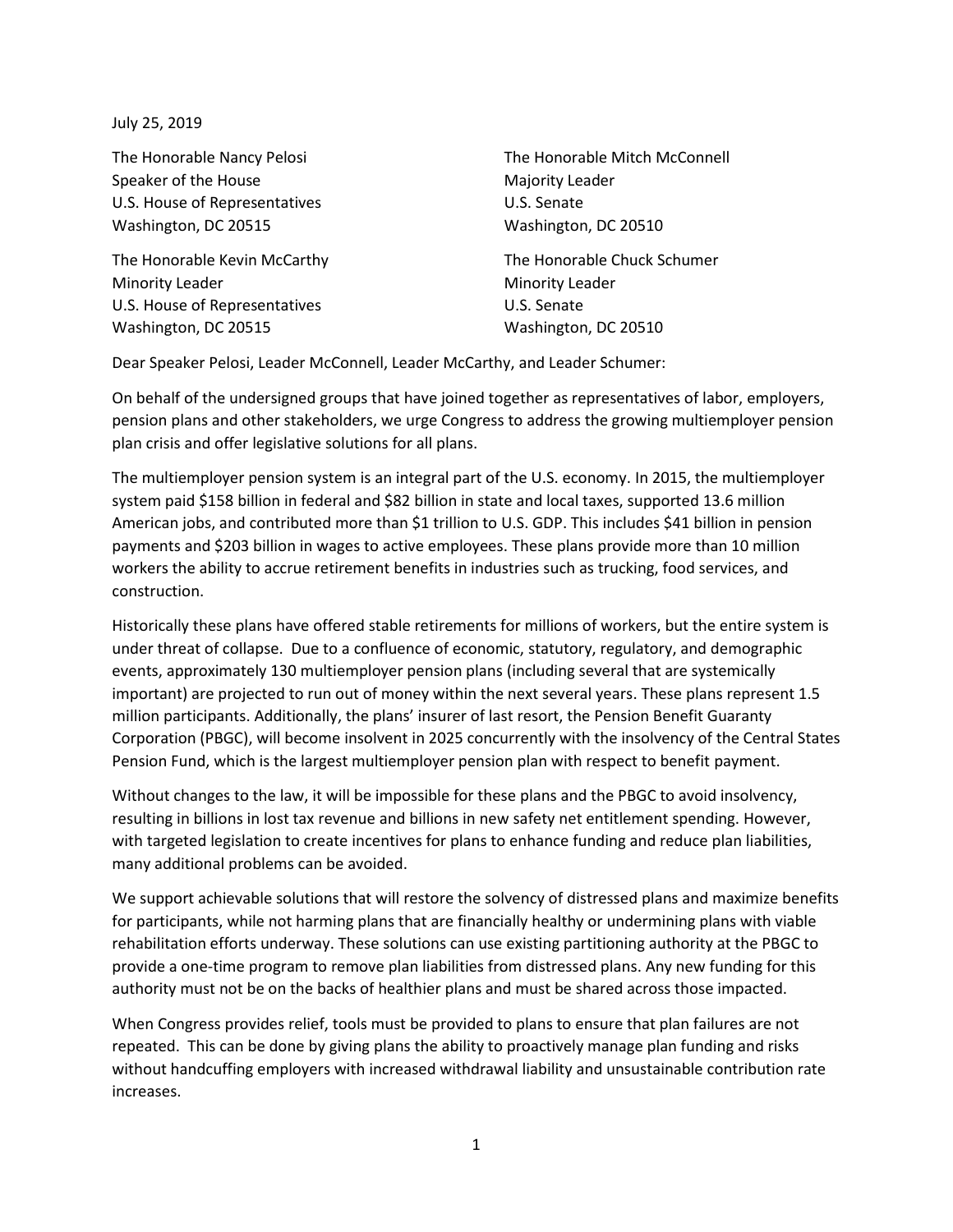July 25, 2019

The Honorable Nancy Pelosi
Speaker of the House
U.S. House of Representatives
Washington, DC 20515

The Honorable Mitch McConnell
Majority Leader
U.S. Senate
Washington, DC 20510

The Honorable Kevin McCarthy
Minority Leader
U.S. House of Representatives
Washington, DC 20515

The Honorable Chuck Schumer
Minority Leader
U.S. Senate
Washington, DC 20510

Dear Speaker Pelosi, Leader McConnell, Leader McCarthy, and Leader Schumer:

On behalf of the undersigned groups that have joined together as representatives of labor, employers, pension plans and other stakeholders, we urge Congress to address the growing multiemployer pension plan crisis and offer legislative solutions for all plans.

The multiemployer pension system is an integral part of the U.S. economy. In 2015, the multiemployer system paid $158 billion in federal and $82 billion in state and local taxes, supported 13.6 million American jobs, and contributed more than $1 trillion to U.S. GDP. This includes $41 billion in pension payments and $203 billion in wages to active employees. These plans provide more than 10 million workers the ability to accrue retirement benefits in industries such as trucking, food services, and construction.

Historically these plans have offered stable retirements for millions of workers, but the entire system is under threat of collapse. Due to a confluence of economic, statutory, regulatory, and demographic events, approximately 130 multiemployer pension plans (including several that are systemically important) are projected to run out of money within the next several years. These plans represent 1.5 million participants. Additionally, the plans' insurer of last resort, the Pension Benefit Guaranty Corporation (PBGC), will become insolvent in 2025 concurrently with the insolvency of the Central States Pension Fund, which is the largest multiemployer pension plan with respect to benefit payment.

Without changes to the law, it will be impossible for these plans and the PBGC to avoid insolvency, resulting in billions in lost tax revenue and billions in new safety net entitlement spending. However, with targeted legislation to create incentives for plans to enhance funding and reduce plan liabilities, many additional problems can be avoided.

We support achievable solutions that will restore the solvency of distressed plans and maximize benefits for participants, while not harming plans that are financially healthy or undermining plans with viable rehabilitation efforts underway. These solutions can use existing partitioning authority at the PBGC to provide a one-time program to remove plan liabilities from distressed plans. Any new funding for this authority must not be on the backs of healthier plans and must be shared across those impacted.

When Congress provides relief, tools must be provided to plans to ensure that plan failures are not repeated. This can be done by giving plans the ability to proactively manage plan funding and risks without handcuffing employers with increased withdrawal liability and unsustainable contribution rate increases.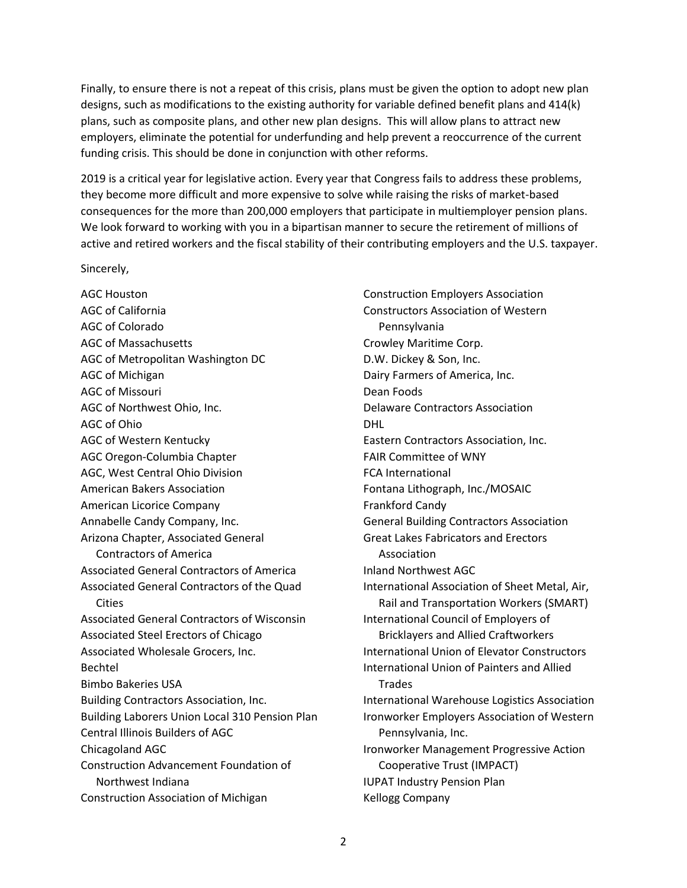Finally, to ensure there is not a repeat of this crisis, plans must be given the option to adopt new plan designs, such as modifications to the existing authority for variable defined benefit plans and 414(k) plans, such as composite plans, and other new plan designs. This will allow plans to attract new employers, eliminate the potential for underfunding and help prevent a reoccurrence of the current funding crisis. This should be done in conjunction with other reforms.

2019 is a critical year for legislative action. Every year that Congress fails to address these problems, they become more difficult and more expensive to solve while raising the risks of market-based consequences for the more than 200,000 employers that participate in multiemployer pension plans. We look forward to working with you in a bipartisan manner to secure the retirement of millions of active and retired workers and the fiscal stability of their contributing employers and the U.S. taxpayer.

Sincerely,

AGC Houston
AGC of California
AGC of Colorado
AGC of Massachusetts
AGC of Metropolitan Washington DC
AGC of Michigan
AGC of Missouri
AGC of Northwest Ohio, Inc.
AGC of Ohio
AGC of Western Kentucky
AGC Oregon-Columbia Chapter
AGC, West Central Ohio Division
American Bakers Association
American Licorice Company
Annabelle Candy Company, Inc.
Arizona Chapter, Associated General Contractors of America
Associated General Contractors of America
Associated General Contractors of the Quad Cities
Associated General Contractors of Wisconsin
Associated Steel Erectors of Chicago
Associated Wholesale Grocers, Inc.
Bechtel
Bimbo Bakeries USA
Building Contractors Association, Inc.
Building Laborers Union Local 310 Pension Plan
Central Illinois Builders of AGC
Chicagoland AGC
Construction Advancement Foundation of Northwest Indiana
Construction Association of Michigan
Construction Employers Association
Constructors Association of Western Pennsylvania
Crowley Maritime Corp.
D.W. Dickey & Son, Inc.
Dairy Farmers of America, Inc.
Dean Foods
Delaware Contractors Association
DHL
Eastern Contractors Association, Inc.
FAIR Committee of WNY
FCA International
Fontana Lithograph, Inc./MOSAIC
Frankford Candy
General Building Contractors Association
Great Lakes Fabricators and Erectors Association
Inland Northwest AGC
International Association of Sheet Metal, Air, Rail and Transportation Workers (SMART)
International Council of Employers of Bricklayers and Allied Craftworkers
International Union of Elevator Constructors
International Union of Painters and Allied Trades
International Warehouse Logistics Association
Ironworker Employers Association of Western Pennsylvania, Inc.
Ironworker Management Progressive Action Cooperative Trust (IMPACT)
IUPAT Industry Pension Plan
Kellogg Company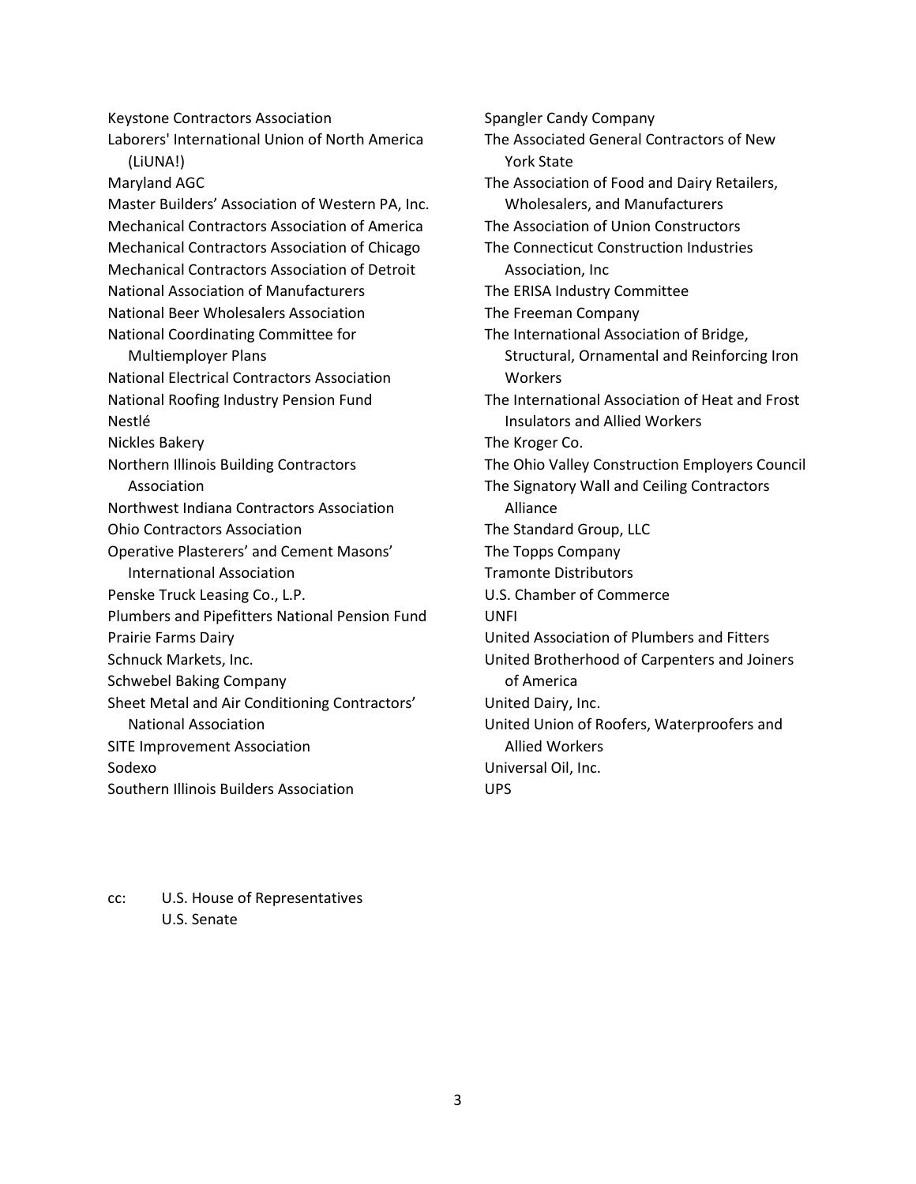Keystone Contractors Association
Laborers' International Union of North America (LiUNA!)
Maryland AGC
Master Builders' Association of Western PA, Inc.
Mechanical Contractors Association of America
Mechanical Contractors Association of Chicago
Mechanical Contractors Association of Detroit
National Association of Manufacturers
National Beer Wholesalers Association
National Coordinating Committee for Multiemployer Plans
National Electrical Contractors Association
National Roofing Industry Pension Fund
Nestlé
Nickles Bakery
Northern Illinois Building Contractors Association
Northwest Indiana Contractors Association
Ohio Contractors Association
Operative Plasterers' and Cement Masons' International Association
Penske Truck Leasing Co., L.P.
Plumbers and Pipefitters National Pension Fund
Prairie Farms Dairy
Schnuck Markets, Inc.
Schwebel Baking Company
Sheet Metal and Air Conditioning Contractors' National Association
SITE Improvement Association
Sodexo
Southern Illinois Builders Association
Spangler Candy Company
The Associated General Contractors of New York State
The Association of Food and Dairy Retailers, Wholesalers, and Manufacturers
The Association of Union Constructors
The Connecticut Construction Industries Association, Inc
The ERISA Industry Committee
The Freeman Company
The International Association of Bridge, Structural, Ornamental and Reinforcing Iron Workers
The International Association of Heat and Frost Insulators and Allied Workers
The Kroger Co.
The Ohio Valley Construction Employers Council
The Signatory Wall and Ceiling Contractors Alliance
The Standard Group, LLC
The Topps Company
Tramonte Distributors
U.S. Chamber of Commerce
UNFI
United Association of Plumbers and Fitters
United Brotherhood of Carpenters and Joiners of America
United Dairy, Inc.
United Union of Roofers, Waterproofers and Allied Workers
Universal Oil, Inc.
UPS

cc: U.S. House of Representatives
U.S. Senate